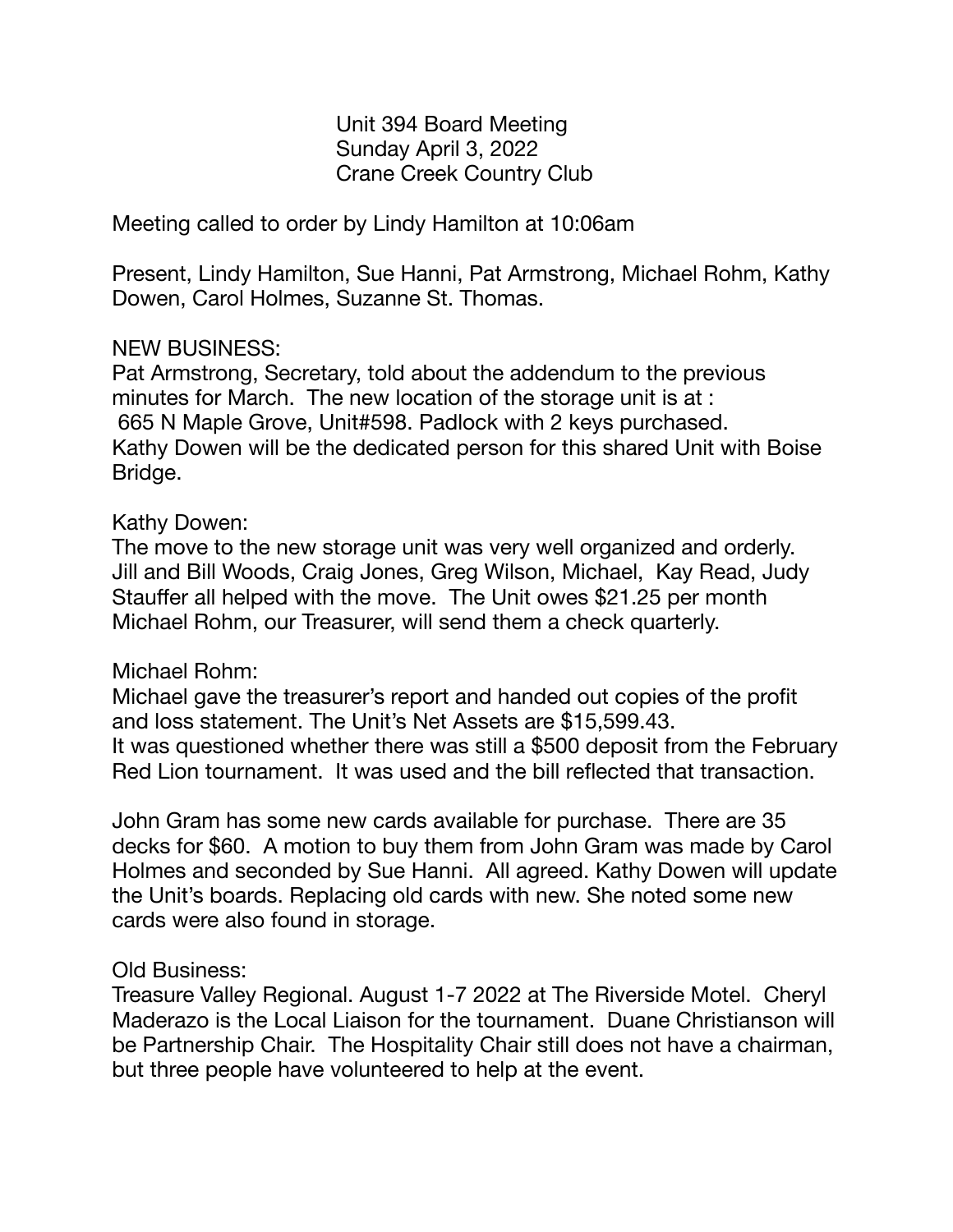Unit 394 Board Meeting
Sunday April 3, 2022
Crane Creek Country Club

Meeting called to order by Lindy Hamilton at 10:06am

Present, Lindy Hamilton, Sue Hanni, Pat Armstrong, Michael Rohm, Kathy Dowen, Carol Holmes, Suzanne St. Thomas.

NEW BUSINESS:
Pat Armstrong, Secretary, told about the addendum to the previous minutes for March. The new location of the storage unit is at :
665 N Maple Grove, Unit#598. Padlock with 2 keys purchased.
Kathy Dowen will be the dedicated person for this shared Unit with Boise Bridge.

Kathy Dowen:
The move to the new storage unit was very well organized and orderly. Jill and Bill Woods, Craig Jones, Greg Wilson, Michael, Kay Read, Judy Stauffer all helped with the move. The Unit owes $21.25 per month Michael Rohm, our Treasurer, will send them a check quarterly.

Michael Rohm:
Michael gave the treasurer's report and handed out copies of the profit and loss statement. The Unit's Net Assets are $15,599.43.
It was questioned whether there was still a $500 deposit from the February Red Lion tournament. It was used and the bill reflected that transaction.

John Gram has some new cards available for purchase. There are 35 decks for $60. A motion to buy them from John Gram was made by Carol Holmes and seconded by Sue Hanni. All agreed. Kathy Dowen will update the Unit's boards. Replacing old cards with new. She noted some new cards were also found in storage.

Old Business:
Treasure Valley Regional. August 1-7 2022 at The Riverside Motel. Cheryl Maderazo is the Local Liaison for the tournament. Duane Christianson will be Partnership Chair. The Hospitality Chair still does not have a chairman, but three people have volunteered to help at the event.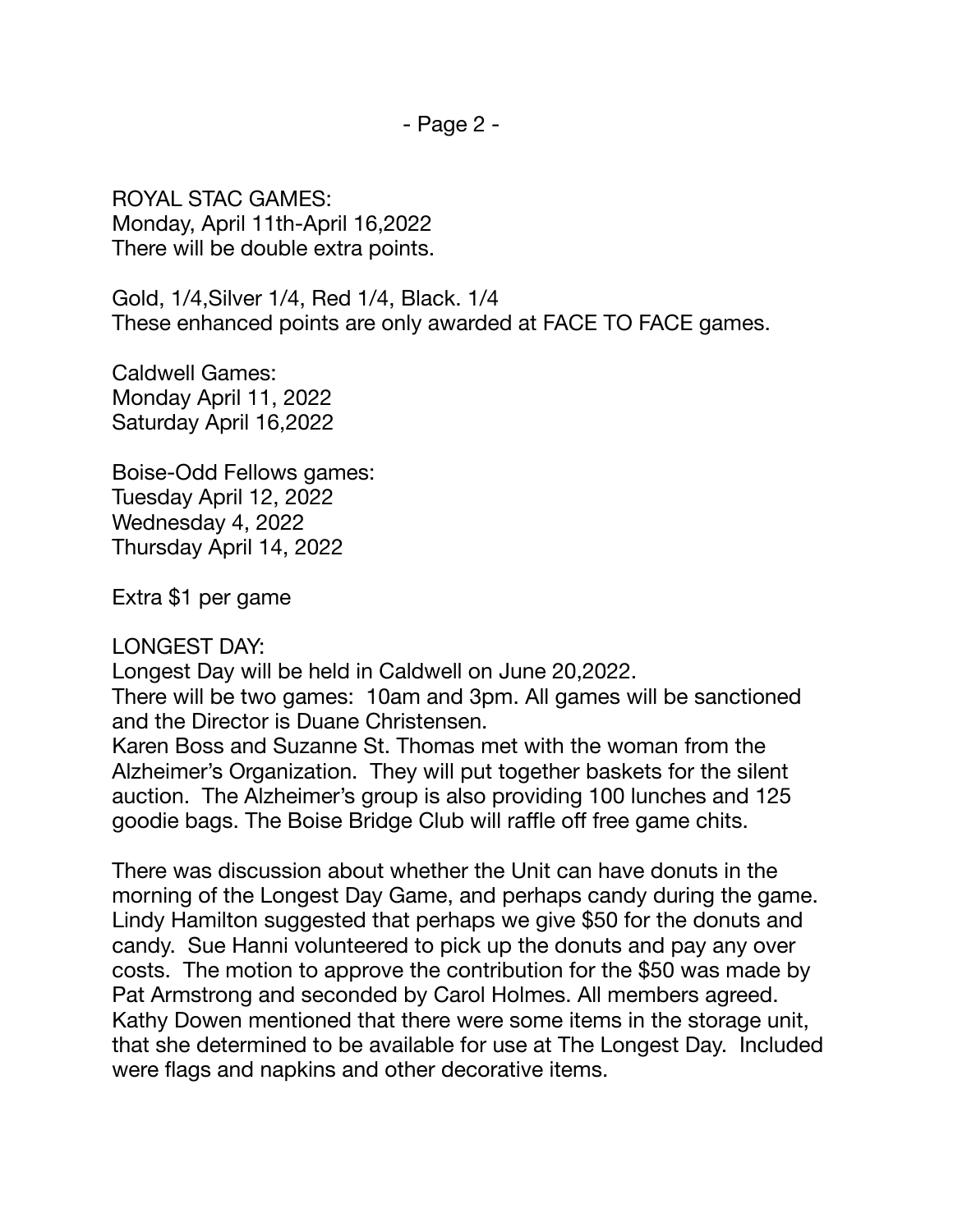ROYAL STAC GAMES:
Monday, April 11th-April 16,2022
There will be double extra points.

Gold, 1/4,Silver 1/4, Red 1/4, Black. 1/4
These enhanced points are only awarded at FACE TO FACE games.

Caldwell Games:
Monday April 11, 2022
Saturday April 16,2022

Boise-Odd Fellows games:
Tuesday April 12, 2022
Wednesday 4, 2022
Thursday April 14, 2022

Extra $1 per game

LONGEST DAY:
Longest Day will be held in Caldwell on June 20,2022.
There will be two games: 10am and 3pm. All games will be sanctioned and the Director is Duane Christensen.
Karen Boss and Suzanne St. Thomas met with the woman from the Alzheimer's Organization. They will put together baskets for the silent auction. The Alzheimer's group is also providing 100 lunches and 125 goodie bags. The Boise Bridge Club will raffle off free game chits.

There was discussion about whether the Unit can have donuts in the morning of the Longest Day Game, and perhaps candy during the game. Lindy Hamilton suggested that perhaps we give $50 for the donuts and candy. Sue Hanni volunteered to pick up the donuts and pay any over costs. The motion to approve the contribution for the $50 was made by Pat Armstrong and seconded by Carol Holmes. All members agreed.
Kathy Dowen mentioned that there were some items in the storage unit, that she determined to be available for use at The Longest Day. Included were flags and napkins and other decorative items.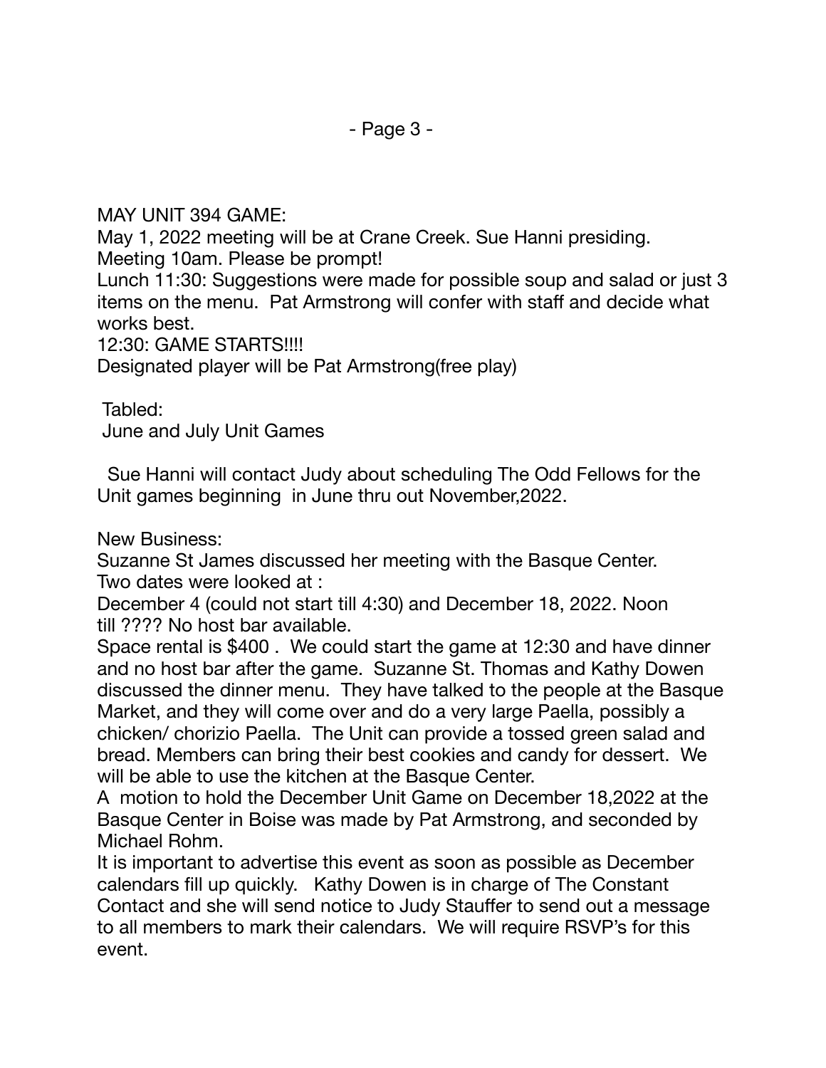MAY UNIT 394 GAME:
May 1, 2022 meeting will be at Crane Creek. Sue Hanni presiding.
Meeting 10am. Please be prompt!
Lunch 11:30: Suggestions were made for possible soup and salad or just 3 items on the menu. Pat Armstrong will confer with staff and decide what works best.
12:30: GAME STARTS!!!!
Designated player will be Pat Armstrong(free play)

Tabled:
June and July Unit Games

Sue Hanni will contact Judy about scheduling The Odd Fellows for the Unit games beginning in June thru out November,2022.

New Business:
Suzanne St James discussed her meeting with the Basque Center.
Two dates were looked at :
December 4 (could not start till 4:30) and December 18, 2022. Noon till ???? No host bar available.
Space rental is $400 . We could start the game at 12:30 and have dinner and no host bar after the game. Suzanne St. Thomas and Kathy Dowen discussed the dinner menu. They have talked to the people at the Basque Market, and they will come over and do a very large Paella, possibly a chicken/ chorizio Paella. The Unit can provide a tossed green salad and bread. Members can bring their best cookies and candy for dessert. We will be able to use the kitchen at the Basque Center.
A motion to hold the December Unit Game on December 18,2022 at the Basque Center in Boise was made by Pat Armstrong, and seconded by Michael Rohm.
It is important to advertise this event as soon as possible as December calendars fill up quickly. Kathy Dowen is in charge of The Constant Contact and she will send notice to Judy Stauffer to send out a message to all members to mark their calendars. We will require RSVP's for this event.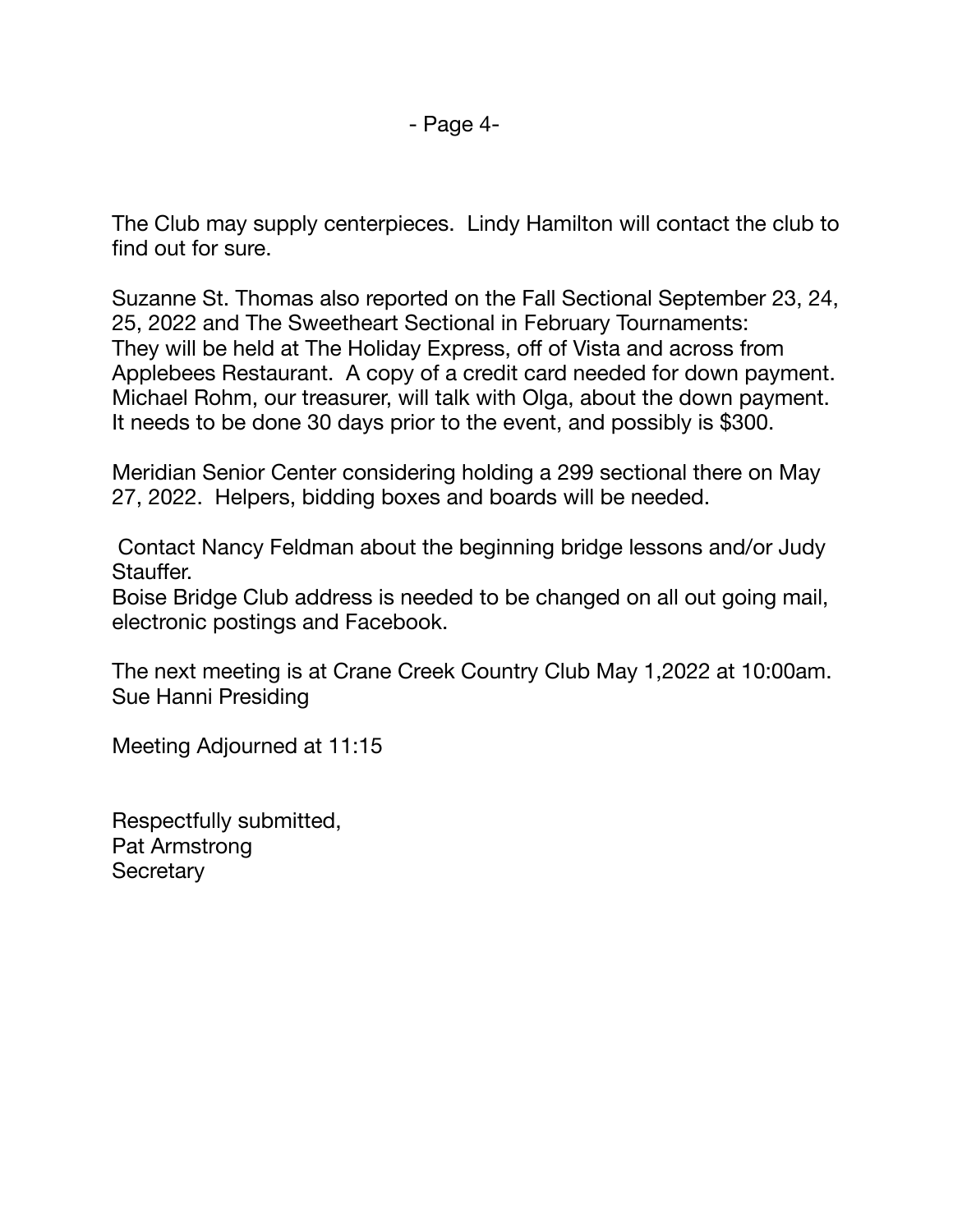The Club may supply centerpieces. Lindy Hamilton will contact the club to find out for sure.

Suzanne St. Thomas also reported on the Fall Sectional September 23, 24, 25, 2022 and The Sweetheart Sectional in February Tournaments: They will be held at The Holiday Express, off of Vista and across from Applebees Restaurant. A copy of a credit card needed for down payment. Michael Rohm, our treasurer, will talk with Olga, about the down payment. It needs to be done 30 days prior to the event, and possibly is $300.

Meridian Senior Center considering holding a 299 sectional there on May 27, 2022. Helpers, bidding boxes and boards will be needed.

Contact Nancy Feldman about the beginning bridge lessons and/or Judy Stauffer.
Boise Bridge Club address is needed to be changed on all out going mail, electronic postings and Facebook.

The next meeting is at Crane Creek Country Club May 1,2022 at 10:00am.
Sue Hanni Presiding

Meeting Adjourned at 11:15

Respectfully submitted,
Pat Armstrong
Secretary